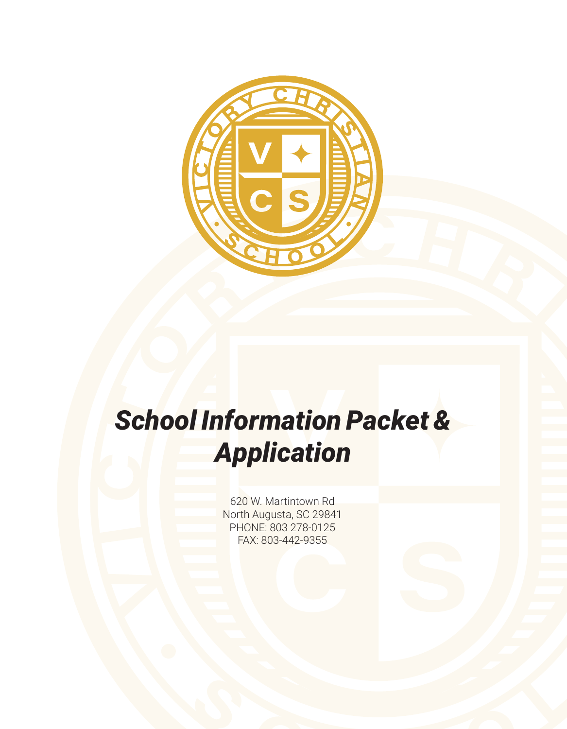# *School Information Packet & Application*

620 W. Martintown Rd
North Augusta, SC 29841
PHONE: 803 278-0125
FAX: 803-442-9355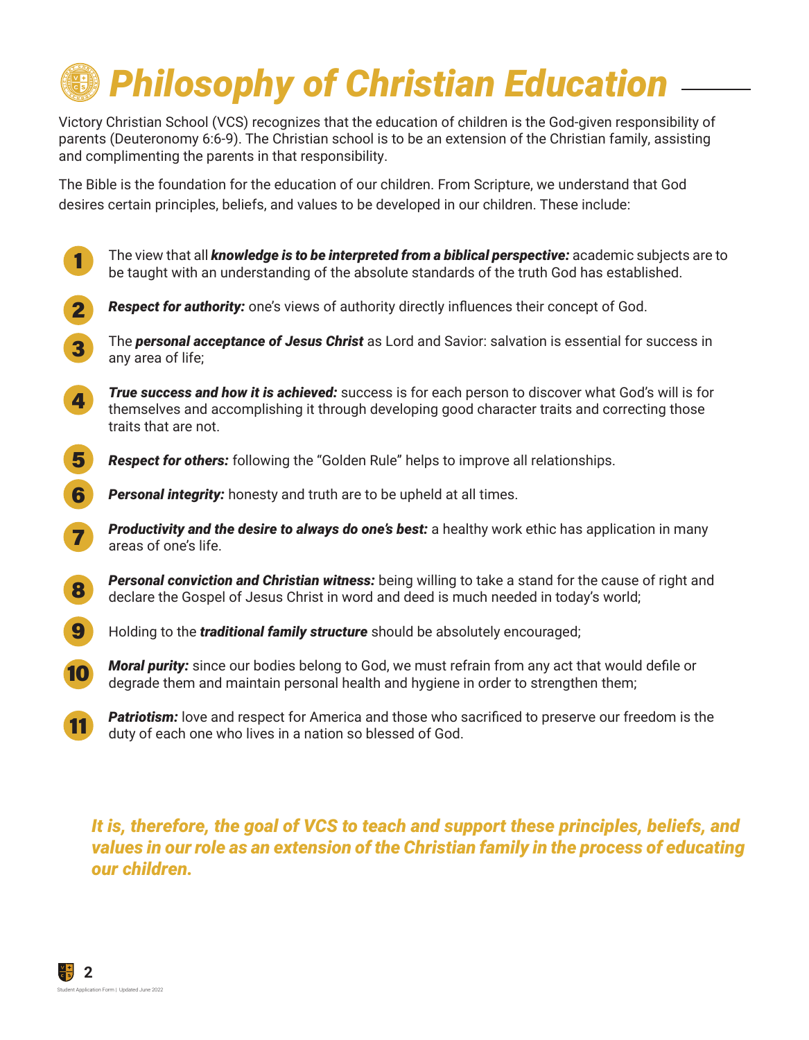# *Philosophy of Christian Education*

Victory Christian School (VCS) recognizes that the education of children is the God-given responsibility of parents (Deuteronomy 6:6-9). The Christian school is to be an extension of the Christian family, assisting and complimenting the parents in that responsibility.

The Bible is the foundation for the education of our children. From Scripture, we understand that God desires certain principles, beliefs, and values to be developed in our children. These include:

1. The view that all ***knowledge is to be interpreted from a biblical perspective:*** academic subjects are to be taught with an understanding of the absolute standards of the truth God has established.
2. ***Respect for authority:*** one's views of authority directly influences their concept of God.
3. The ***personal acceptance of Jesus Christ*** as Lord and Savior: salvation is essential for success in any area of life;
4. ***True success and how it is achieved:*** success is for each person to discover what God's will is for themselves and accomplishing it through developing good character traits and correcting those traits that are not.
5. ***Respect for others:*** following the "Golden Rule" helps to improve all relationships.
6. ***Personal integrity:*** honesty and truth are to be upheld at all times.
7. ***Productivity and the desire to always do one's best:*** a healthy work ethic has application in many areas of one's life.
8. ***Personal conviction and Christian witness:*** being willing to take a stand for the cause of right and declare the Gospel of Jesus Christ in word and deed is much needed in today's world;
9. Holding to the ***traditional family structure*** should be absolutely encouraged;
10. ***Moral purity:*** since our bodies belong to God, we must refrain from any act that would defile or degrade them and maintain personal health and hygiene in order to strengthen them;
11. ***Patriotism:*** love and respect for America and those who sacrificed to preserve our freedom is the duty of each one who lives in a nation so blessed of God.

***It is, therefore, the goal of VCS to teach and support these principles, beliefs, and values in our role as an extension of the Christian family in the process of educating our children.***

Student Application Form | Updated June 2022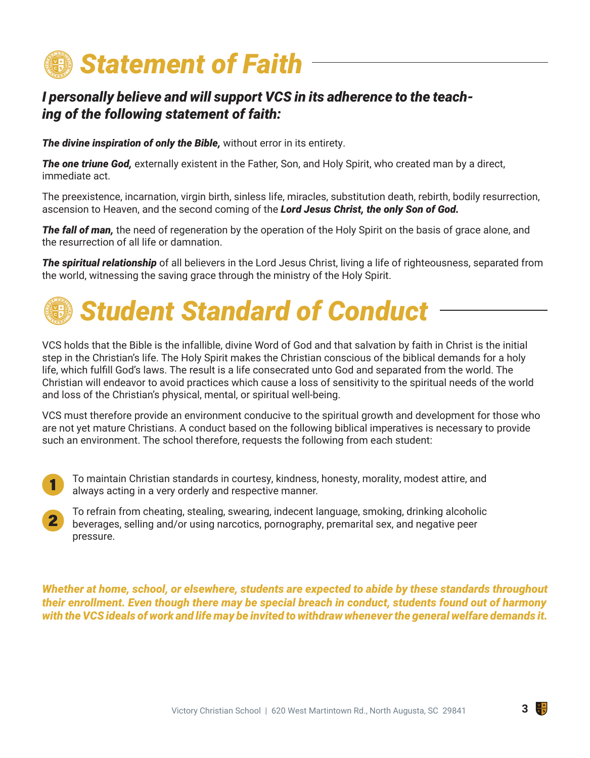# *Statement of Faith*

***I personally believe and will support VCS in its adherence to the teaching of the following statement of faith:***

***The divine inspiration of only the Bible,*** without error in its entirety.

***The one triune God,*** externally existent in the Father, Son, and Holy Spirit, who created man by a direct, immediate act.

The preexistence, incarnation, virgin birth, sinless life, miracles, substitution death, rebirth, bodily resurrection, ascension to Heaven, and the second coming of the ***Lord Jesus Christ, the only Son of God.***

***The fall of man,*** the need of regeneration by the operation of the Holy Spirit on the basis of grace alone, and the resurrection of all life or damnation.

***The spiritual relationship*** of all believers in the Lord Jesus Christ, living a life of righteousness, separated from the world, witnessing the saving grace through the ministry of the Holy Spirit.

# *Student Standard of Conduct*

VCS holds that the Bible is the infallible, divine Word of God and that salvation by faith in Christ is the initial step in the Christian's life. The Holy Spirit makes the Christian conscious of the biblical demands for a holy life, which fulfill God's laws. The result is a life consecrated unto God and separated from the world. The Christian will endeavor to avoid practices which cause a loss of sensitivity to the spiritual needs of the world and loss of the Christian's physical, mental, or spiritual well-being.

VCS must therefore provide an environment conducive to the spiritual growth and development for those who are not yet mature Christians. A conduct based on the following biblical imperatives is necessary to provide such an environment. The school therefore, requests the following from each student:

1. To maintain Christian standards in courtesy, kindness, honesty, morality, modest attire, and always acting in a very orderly and respective manner.
2. To refrain from cheating, stealing, swearing, indecent language, smoking, drinking alcoholic beverages, selling and/or using narcotics, pornography, premarital sex, and negative peer pressure.

***Whether at home, school, or elsewhere, students are expected to abide by these standards throughout their enrollment. Even though there may be special breach in conduct, students found out of harmony with the VCS ideals of work and life may be invited to withdraw whenever the general welfare demands it.***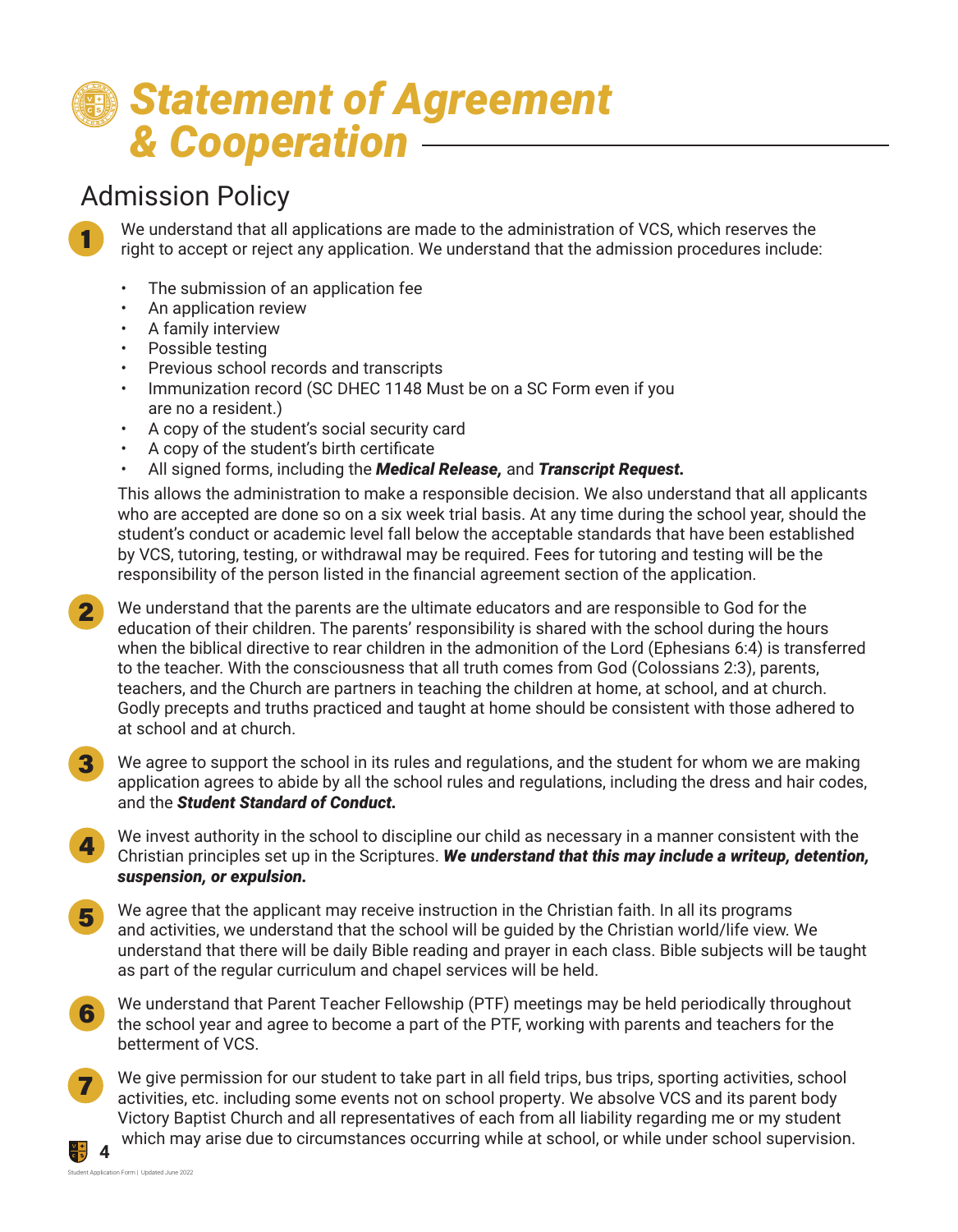# Statement of Agreement & Cooperation

## Admission Policy

1. We understand that all applications are made to the administration of VCS, which reserves the right to accept or reject any application. We understand that the admission procedures include:

   - The submission of an application fee
   - An application review
   - A family interview
   - Possible testing
   - Previous school records and transcripts
   - Immunization record (SC DHEC 1148 Must be on a SC Form even if you are no a resident.)
   - A copy of the student's social security card
   - A copy of the student's birth certificate
   - All signed forms, including the ***Medical Release,*** and ***Transcript Request.***

   This allows the administration to make a responsible decision. We also understand that all applicants who are accepted are done so on a six week trial basis. At any time during the school year, should the student's conduct or academic level fall below the acceptable standards that have been established by VCS, tutoring, testing, or withdrawal may be required. Fees for tutoring and testing will be the responsibility of the person listed in the financial agreement section of the application.

2. We understand that the parents are the ultimate educators and are responsible to God for the education of their children. The parents' responsibility is shared with the school during the hours when the biblical directive to rear children in the admonition of the Lord (Ephesians 6:4) is transferred to the teacher. With the consciousness that all truth comes from God (Colossians 2:3), parents, teachers, and the Church are partners in teaching the children at home, at school, and at church. Godly precepts and truths practiced and taught at home should be consistent with those adhered to at school and at church.

3. We agree to support the school in its rules and regulations, and the student for whom we are making application agrees to abide by all the school rules and regulations, including the dress and hair codes, and the ***Student Standard of Conduct.***

4. We invest authority in the school to discipline our child as necessary in a manner consistent with the Christian principles set up in the Scriptures. ***We understand that this may include a writeup, detention, suspension, or expulsion.***

5. We agree that the applicant may receive instruction in the Christian faith. In all its programs and activities, we understand that the school will be guided by the Christian world/life view. We understand that there will be daily Bible reading and prayer in each class. Bible subjects will be taught as part of the regular curriculum and chapel services will be held.

6. We understand that Parent Teacher Fellowship (PTF) meetings may be held periodically throughout the school year and agree to become a part of the PTF, working with parents and teachers for the betterment of VCS.

7. We give permission for our student to take part in all field trips, bus trips, sporting activities, school activities, etc. including some events not on school property. We absolve VCS and its parent body Victory Baptist Church and all representatives of each from all liability regarding me or my student which may arise due to circumstances occurring while at school, or while under school supervision.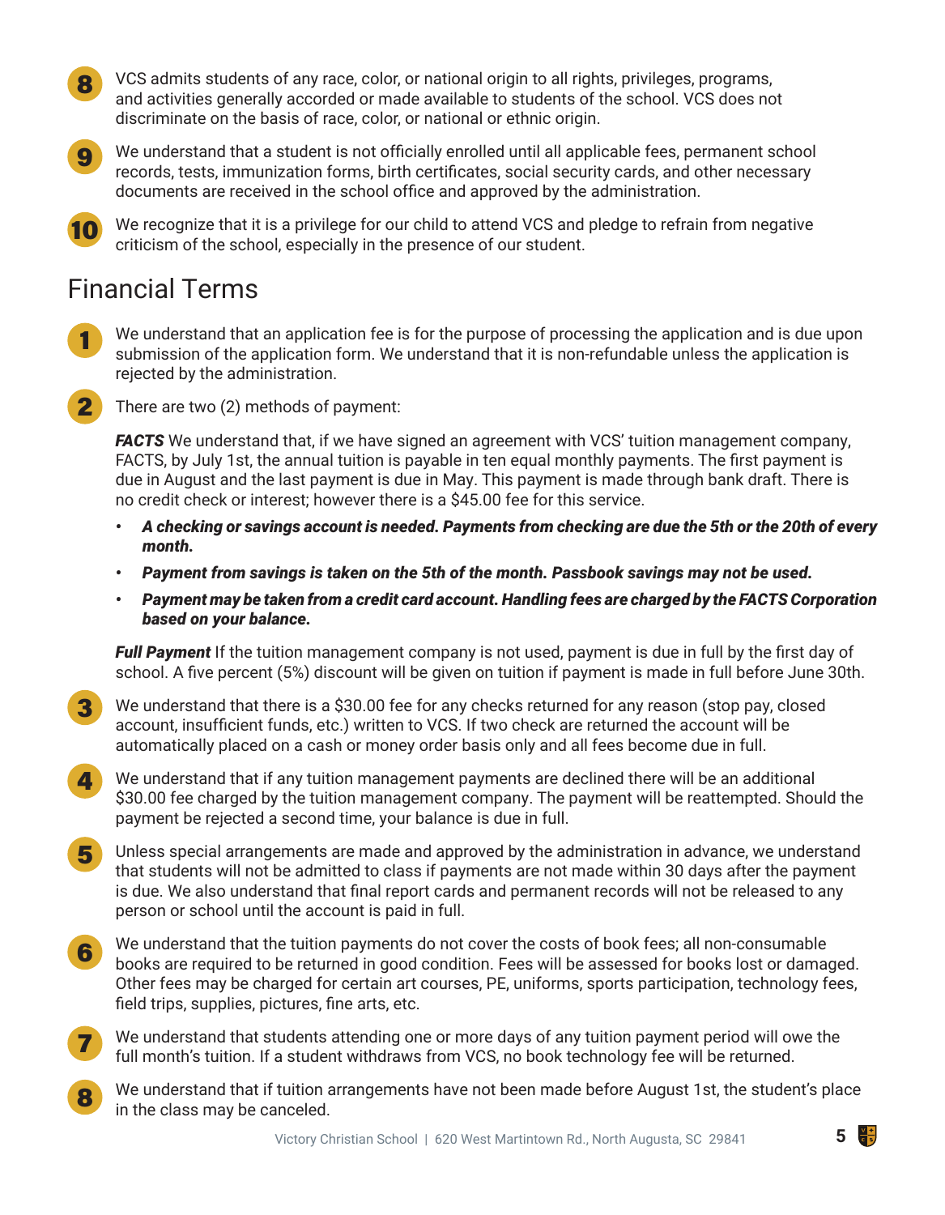8. VCS admits students of any race, color, or national origin to all rights, privileges, programs, and activities generally accorded or made available to students of the school. VCS does not discriminate on the basis of race, color, or national or ethnic origin.

9. We understand that a student is not officially enrolled until all applicable fees, permanent school records, tests, immunization forms, birth certificates, social security cards, and other necessary documents are received in the school office and approved by the administration.

10. We recognize that it is a privilege for our child to attend VCS and pledge to refrain from negative criticism of the school, especially in the presence of our student.

## Financial Terms

1. We understand that an application fee is for the purpose of processing the application and is due upon submission of the application form. We understand that it is non-refundable unless the application is rejected by the administration.

2. There are two (2) methods of payment:

   ***FACTS*** We understand that, if we have signed an agreement with VCS' tuition management company, FACTS, by July 1st, the annual tuition is payable in ten equal monthly payments. The first payment is due in August and the last payment is due in May. This payment is made through bank draft. There is no credit check or interest; however there is a $45.00 fee for this service.

   - ***A checking or savings account is needed. Payments from checking are due the 5th or the 20th of every month.***
   - ***Payment from savings is taken on the 5th of the month. Passbook savings may not be used.***
   - ***Payment may be taken from a credit card account. Handling fees are charged by the FACTS Corporation based on your balance.***

   ***Full Payment*** If the tuition management company is not used, payment is due in full by the first day of school. A five percent (5%) discount will be given on tuition if payment is made in full before June 30th.

3. We understand that there is a $30.00 fee for any checks returned for any reason (stop pay, closed account, insufficient funds, etc.) written to VCS. If two check are returned the account will be automatically placed on a cash or money order basis only and all fees become due in full.

4. We understand that if any tuition management payments are declined there will be an additional $30.00 fee charged by the tuition management company. The payment will be reattempted. Should the payment be rejected a second time, your balance is due in full.

5. Unless special arrangements are made and approved by the administration in advance, we understand that students will not be admitted to class if payments are not made within 30 days after the payment is due. We also understand that final report cards and permanent records will not be released to any person or school until the account is paid in full.

6. We understand that the tuition payments do not cover the costs of book fees; all non-consumable books are required to be returned in good condition. Fees will be assessed for books lost or damaged. Other fees may be charged for certain art courses, PE, uniforms, sports participation, technology fees, field trips, supplies, pictures, fine arts, etc.

7. We understand that students attending one or more days of any tuition payment period will owe the full month's tuition. If a student withdraws from VCS, no book technology fee will be returned.

8. We understand that if tuition arrangements have not been made before August 1st, the student's place in the class may be canceled.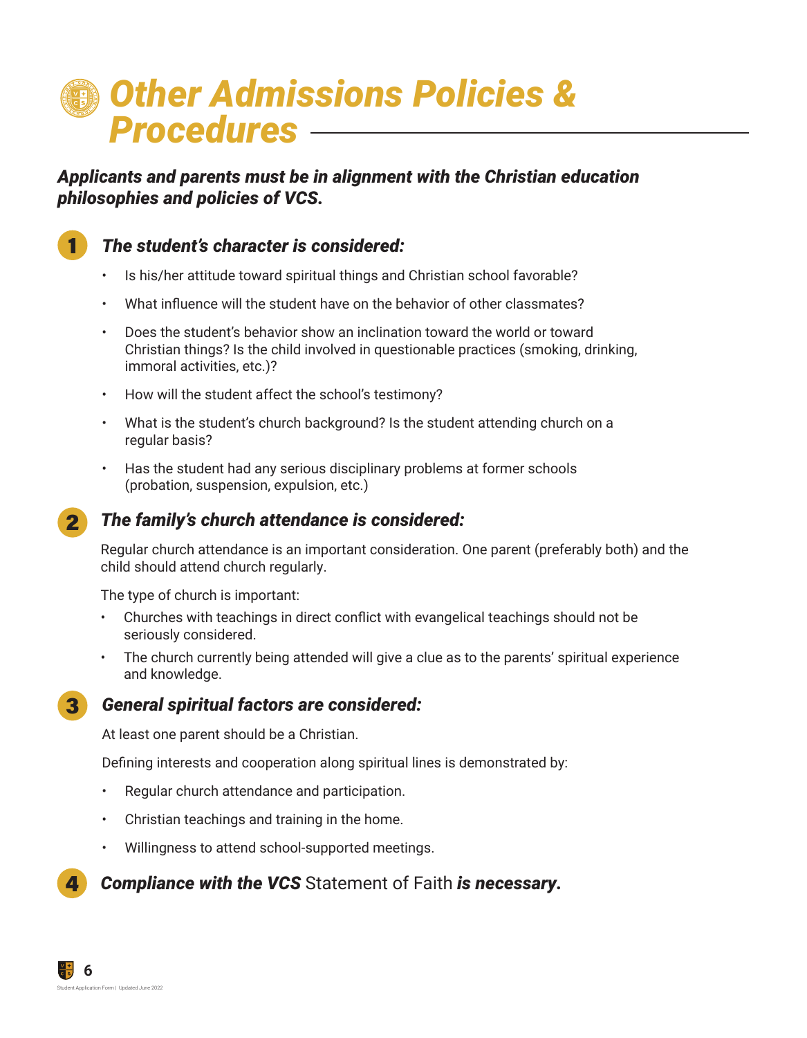# *Other Admissions Policies & Procedures*

***Applicants and parents must be in alignment with the Christian education philosophies and policies of VCS.***

## 1 *The student's character is considered:*

- Is his/her attitude toward spiritual things and Christian school favorable?
- What influence will the student have on the behavior of other classmates?
- Does the student's behavior show an inclination toward the world or toward Christian things? Is the child involved in questionable practices (smoking, drinking, immoral activities, etc.)?
- How will the student affect the school's testimony?
- What is the student's church background? Is the student attending church on a regular basis?
- Has the student had any serious disciplinary problems at former schools (probation, suspension, expulsion, etc.)

## 2 *The family's church attendance is considered:*

Regular church attendance is an important consideration. One parent (preferably both) and the child should attend church regularly.

The type of church is important:

- Churches with teachings in direct conflict with evangelical teachings should not be seriously considered.
- The church currently being attended will give a clue as to the parents' spiritual experience and knowledge.

## 3 *General spiritual factors are considered:*

At least one parent should be a Christian.

Defining interests and cooperation along spiritual lines is demonstrated by:

- Regular church attendance and participation.
- Christian teachings and training in the home.
- Willingness to attend school-supported meetings.

## 4 ***Compliance with the VCS*** Statement of Faith ***is necessary.***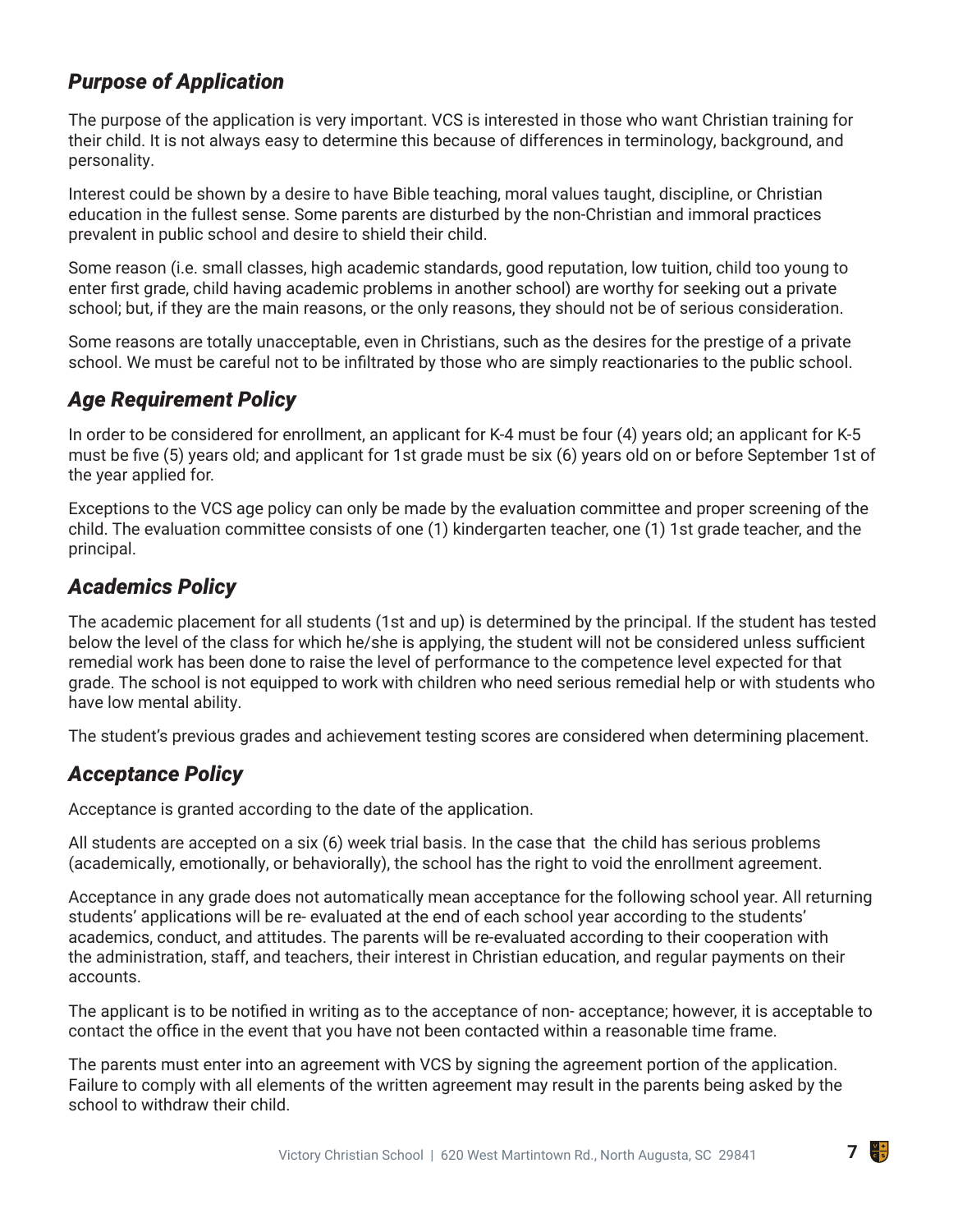## *Purpose of Application*

The purpose of the application is very important. VCS is interested in those who want Christian training for their child. It is not always easy to determine this because of differences in terminology, background, and personality.

Interest could be shown by a desire to have Bible teaching, moral values taught, discipline, or Christian education in the fullest sense. Some parents are disturbed by the non-Christian and immoral practices prevalent in public school and desire to shield their child.

Some reason (i.e. small classes, high academic standards, good reputation, low tuition, child too young to enter first grade, child having academic problems in another school) are worthy for seeking out a private school; but, if they are the main reasons, or the only reasons, they should not be of serious consideration.

Some reasons are totally unacceptable, even in Christians, such as the desires for the prestige of a private school. We must be careful not to be infiltrated by those who are simply reactionaries to the public school.

## *Age Requirement Policy*

In order to be considered for enrollment, an applicant for K-4 must be four (4) years old; an applicant for K-5 must be five (5) years old; and applicant for 1st grade must be six (6) years old on or before September 1st of the year applied for.

Exceptions to the VCS age policy can only be made by the evaluation committee and proper screening of the child. The evaluation committee consists of one (1) kindergarten teacher, one (1) 1st grade teacher, and the principal.

## *Academics Policy*

The academic placement for all students (1st and up) is determined by the principal. If the student has tested below the level of the class for which he/she is applying, the student will not be considered unless sufficient remedial work has been done to raise the level of performance to the competence level expected for that grade. The school is not equipped to work with children who need serious remedial help or with students who have low mental ability.

The student's previous grades and achievement testing scores are considered when determining placement.

## *Acceptance Policy*

Acceptance is granted according to the date of the application.

All students are accepted on a six (6) week trial basis. In the case that the child has serious problems (academically, emotionally, or behaviorally), the school has the right to void the enrollment agreement.

Acceptance in any grade does not automatically mean acceptance for the following school year. All returning students' applications will be re- evaluated at the end of each school year according to the students' academics, conduct, and attitudes. The parents will be re-evaluated according to their cooperation with the administration, staff, and teachers, their interest in Christian education, and regular payments on their accounts.

The applicant is to be notified in writing as to the acceptance of non- acceptance; however, it is acceptable to contact the office in the event that you have not been contacted within a reasonable time frame.

The parents must enter into an agreement with VCS by signing the agreement portion of the application. Failure to comply with all elements of the written agreement may result in the parents being asked by the school to withdraw their child.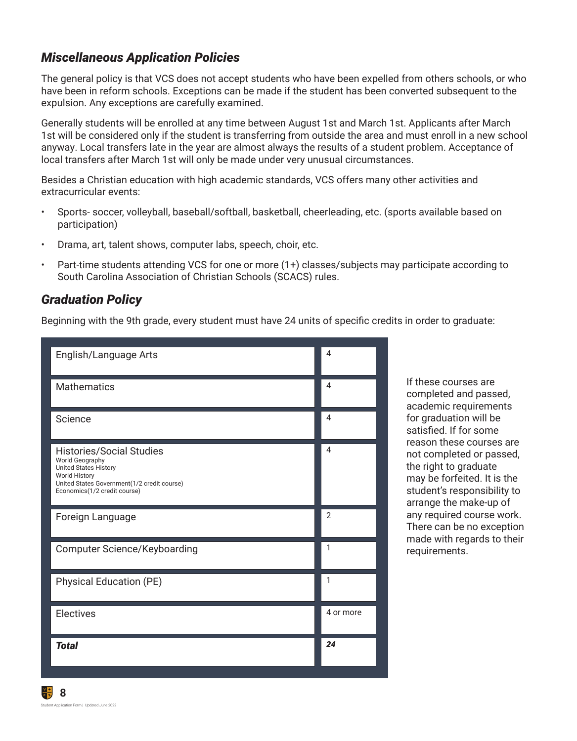## *Miscellaneous Application Policies*

The general policy is that VCS does not accept students who have been expelled from others schools, or who have been in reform schools. Exceptions can be made if the student has been converted subsequent to the expulsion. Any exceptions are carefully examined.

Generally students will be enrolled at any time between August 1st and March 1st. Applicants after March 1st will be considered only if the student is transferring from outside the area and must enroll in a new school anyway. Local transfers late in the year are almost always the results of a student problem. Acceptance of local transfers after March 1st will only be made under very unusual circumstances.

Besides a Christian education with high academic standards, VCS offers many other activities and extracurricular events:

- Sports- soccer, volleyball, baseball/softball, basketball, cheerleading, etc. (sports available based on participation)
- Drama, art, talent shows, computer labs, speech, choir, etc.
- Part-time students attending VCS for one or more (1+) classes/subjects may participate according to South Carolina Association of Christian Schools (SCACS) rules.

## *Graduation Policy*

Beginning with the 9th grade, every student must have 24 units of specific credits in order to graduate:

| Subject | Credits |
|---|---|
| English/Language Arts | 4 |
| Mathematics | 4 |
| Science | 4 |
| Histories/Social Studies<br>World Geography<br>United States History<br>World History<br>United States Government(1/2 credit course)<br>Economics(1/2 credit course) | 4 |
| Foreign Language | 2 |
| Computer Science/Keyboarding | 1 |
| Physical Education (PE) | 1 |
| Electives | 4 or more |
| ***Total*** | ***24*** |

If these courses are completed and passed, academic requirements for graduation will be satisfied. If for some reason these courses are not completed or passed, the right to graduate may be forfeited. It is the student's responsibility to arrange the make-up of any required course work. There can be no exception made with regards to their requirements.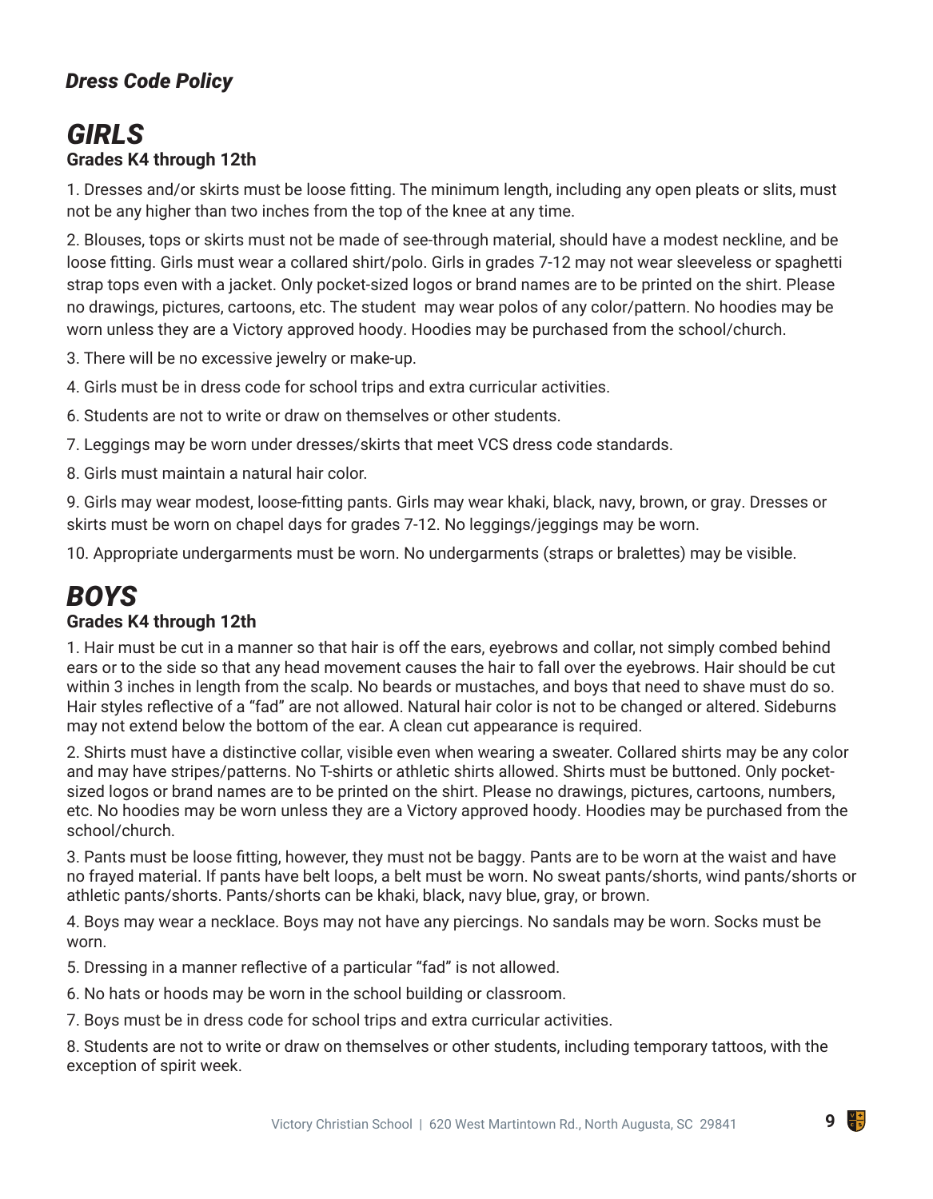***Dress Code Policy***

# *GIRLS*

**Grades K4 through 12th**

1. Dresses and/or skirts must be loose fitting. The minimum length, including any open pleats or slits, must not be any higher than two inches from the top of the knee at any time.

2. Blouses, tops or skirts must not be made of see-through material, should have a modest neckline, and be loose fitting. Girls must wear a collared shirt/polo. Girls in grades 7-12 may not wear sleeveless or spaghetti strap tops even with a jacket. Only pocket-sized logos or brand names are to be printed on the shirt. Please no drawings, pictures, cartoons, etc. The student may wear polos of any color/pattern. No hoodies may be worn unless they are a Victory approved hoody. Hoodies may be purchased from the school/church.

3. There will be no excessive jewelry or make-up.

4. Girls must be in dress code for school trips and extra curricular activities.

6. Students are not to write or draw on themselves or other students.

7. Leggings may be worn under dresses/skirts that meet VCS dress code standards.

8. Girls must maintain a natural hair color.

9. Girls may wear modest, loose-fitting pants. Girls may wear khaki, black, navy, brown, or gray. Dresses or skirts must be worn on chapel days for grades 7-12. No leggings/jeggings may be worn.

10. Appropriate undergarments must be worn. No undergarments (straps or bralettes) may be visible.

# *BOYS*

**Grades K4 through 12th**

1. Hair must be cut in a manner so that hair is off the ears, eyebrows and collar, not simply combed behind ears or to the side so that any head movement causes the hair to fall over the eyebrows. Hair should be cut within 3 inches in length from the scalp. No beards or mustaches, and boys that need to shave must do so. Hair styles reflective of a "fad" are not allowed. Natural hair color is not to be changed or altered. Sideburns may not extend below the bottom of the ear. A clean cut appearance is required.

2. Shirts must have a distinctive collar, visible even when wearing a sweater. Collared shirts may be any color and may have stripes/patterns. No T-shirts or athletic shirts allowed. Shirts must be buttoned. Only pocket-sized logos or brand names are to be printed on the shirt. Please no drawings, pictures, cartoons, numbers, etc. No hoodies may be worn unless they are a Victory approved hoody. Hoodies may be purchased from the school/church.

3. Pants must be loose fitting, however, they must not be baggy. Pants are to be worn at the waist and have no frayed material. If pants have belt loops, a belt must be worn. No sweat pants/shorts, wind pants/shorts or athletic pants/shorts. Pants/shorts can be khaki, black, navy blue, gray, or brown.

4. Boys may wear a necklace. Boys may not have any piercings. No sandals may be worn. Socks must be worn.

5. Dressing in a manner reflective of a particular "fad" is not allowed.

6. No hats or hoods may be worn in the school building or classroom.

7. Boys must be in dress code for school trips and extra curricular activities.

8. Students are not to write or draw on themselves or other students, including temporary tattoos, with the exception of spirit week.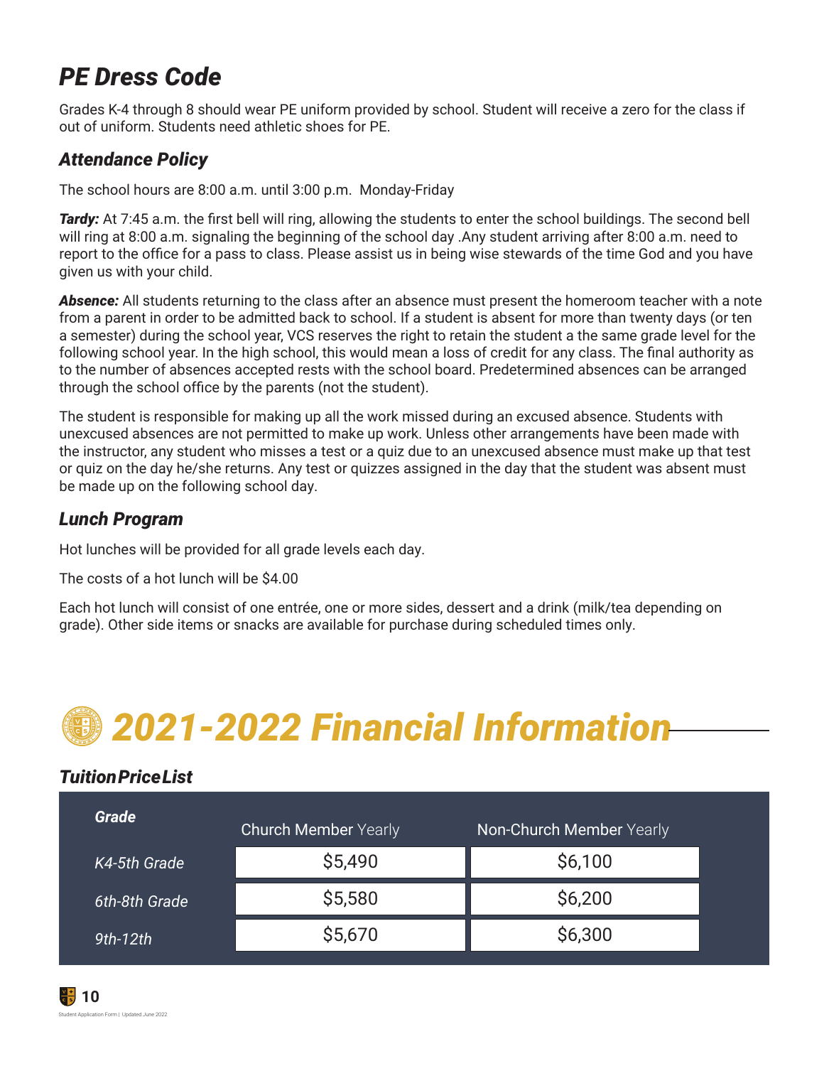## *PE Dress Code*

Grades K-4 through 8 should wear PE uniform provided by school. Student will receive a zero for the class if out of uniform. Students need athletic shoes for PE.

### *Attendance Policy*

The school hours are 8:00 a.m. until 3:00 p.m.  Monday-Friday

***Tardy:*** At 7:45 a.m. the first bell will ring, allowing the students to enter the school buildings. The second bell will ring at 8:00 a.m. signaling the beginning of the school day .Any student arriving after 8:00 a.m. need to report to the office for a pass to class. Please assist us in being wise stewards of the time God and you have given us with your child.

***Absence:*** All students returning to the class after an absence must present the homeroom teacher with a note from a parent in order to be admitted back to school. If a student is absent for more than twenty days (or ten a semester) during the school year, VCS reserves the right to retain the student a the same grade level for the following school year. In the high school, this would mean a loss of credit for any class. The final authority as to the number of absences accepted rests with the school board. Predetermined absences can be arranged through the school office by the parents (not the student).

The student is responsible for making up all the work missed during an excused absence. Students with unexcused absences are not permitted to make up work. Unless other arrangements have been made with the instructor, any student who misses a test or a quiz due to an unexcused absence must make up that test or quiz on the day he/she returns. Any test or quizzes assigned in the day that the student was absent must be made up on the following school day.

### *Lunch Program*

Hot lunches will be provided for all grade levels each day.

The costs of a hot lunch will be $4.00

Each hot lunch will consist of one entrée, one or more sides, dessert and a drink (milk/tea depending on grade). Other side items or snacks are available for purchase during scheduled times only.

# *2021-2022 Financial Information*

### *Tuition Price List*

| *Grade* | Church Member Yearly | Non-Church Member Yearly |
|---|---|---|
| *K4-5th Grade* | $5,490 | $6,100 |
| *6th-8th Grade* | $5,580 | $6,200 |
| *9th-12th* | $5,670 | $6,300 |

Student Application Form | Updated June 2022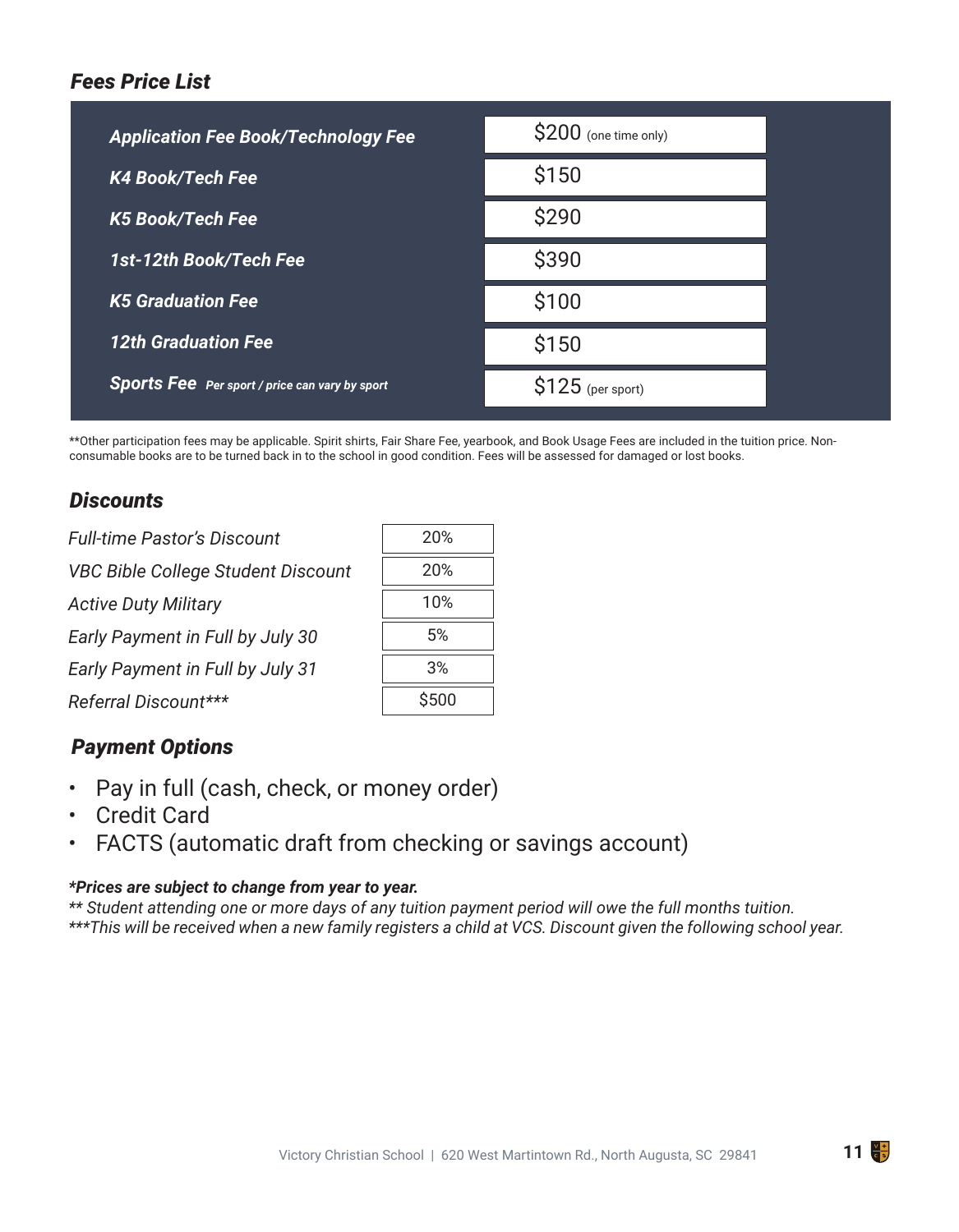## *Fees Price List*

| Fee | Price |
|---|---|
| ***Application Fee Book/Technology Fee*** | $200 (one time only) |
| ***K4 Book/Tech Fee*** | $150 |
| ***K5 Book/Tech Fee*** | $290 |
| ***1st-12th Book/Tech Fee*** | $390 |
| ***K5 Graduation Fee*** | $100 |
| ***12th Graduation Fee*** | $150 |
| ***Sports Fee*** *Per sport / price can vary by sport* | $125 (per sport) |

**Other participation fees may be applicable. Spirit shirts, Fair Share Fee, yearbook, and Book Usage Fees are included in the tuition price. Non-consumable books are to be turned back in to the school in good condition. Fees will be assessed for damaged or lost books.

## *Discounts*

| Discount | Amount |
|---|---|
| *Full-time Pastor's Discount* | 20% |
| *VBC Bible College Student Discount* | 20% |
| *Active Duty Military* | 10% |
| *Early Payment in Full by July 30* | 5% |
| *Early Payment in Full by July 31* | 3% |
| *Referral Discount**** | $500 |

## *Payment Options*

- Pay in full (cash, check, or money order)
- Credit Card
- FACTS (automatic draft from checking or savings account)

***Prices are subject to change from year to year.***
*** Student attending one or more days of any tuition payment period will owe the full months tuition.*
****This will be received when a new family registers a child at VCS. Discount given the following school year.*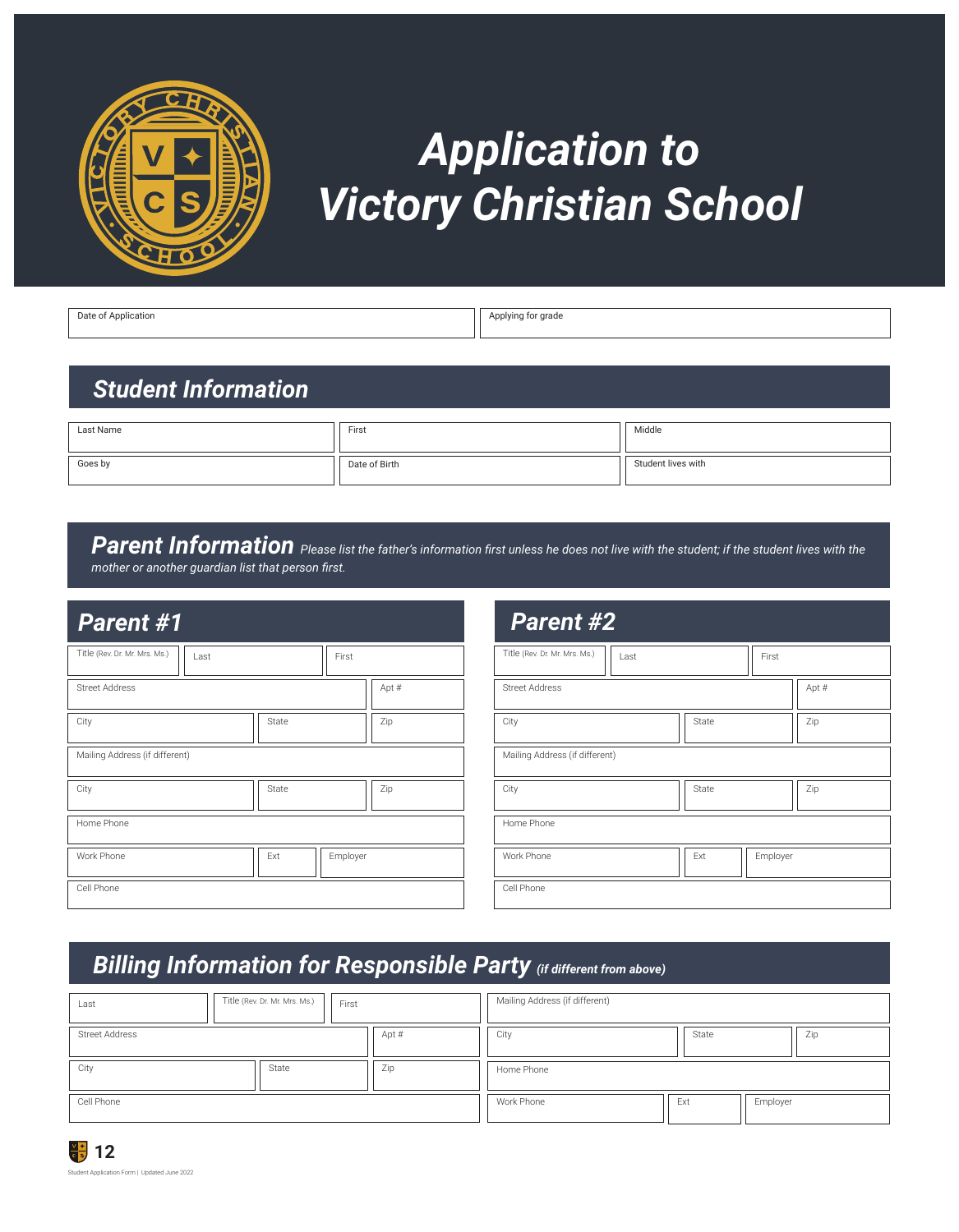# Application to Victory Christian School

| Date of Application | Applying for grade |
|---|---|
| | |

## Student Information

| Last Name | First | Middle |
|---|---|---|
| Goes by | Date of Birth | Student lives with |

## Parent Information

*Please list the father's information first unless he does not live with the student; if the student lives with the mother or another guardian list that person first.*

### Parent #1

| Title (Rev. Dr. Mr. Mrs. Ms.) | Last | First |
|---|---|---|
| Street Address | | Apt # |
| City | State | Zip |
| Mailing Address (if different) | | |
| City | State | Zip |
| Home Phone | | |
| Work Phone | Ext | Employer |
| Cell Phone | | |

### Parent #2

| Title (Rev. Dr. Mr. Mrs. Ms.) | Last | First |
|---|---|---|
| Street Address | | Apt # |
| City | State | Zip |
| Mailing Address (if different) | | |
| City | State | Zip |
| Home Phone | | |
| Work Phone | Ext | Employer |
| Cell Phone | | |

## Billing Information for Responsible Party *(if different from above)*

| Last | Title (Rev. Dr. Mr. Mrs. Ms.) | First |
|---|---|---|
| Street Address | | Apt # |
| City | State | Zip |
| Cell Phone | | |

| Mailing Address (if different) | | |
|---|---|---|
| City | State | Zip |
| Home Phone | | |
| Work Phone | Ext | Employer |

Student Application Form | Updated June 2022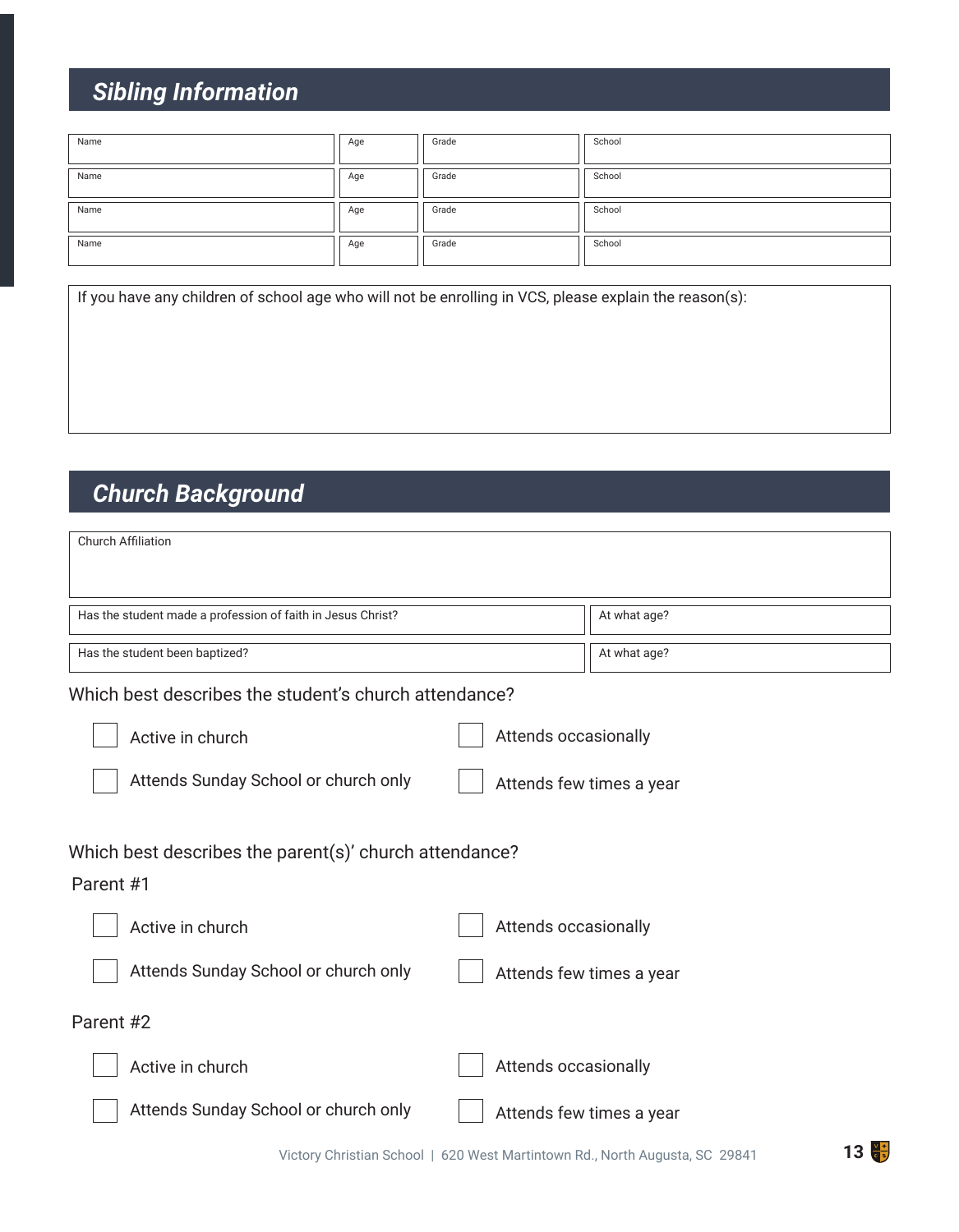## Sibling Information

| Name | Age | Grade | School |
|---|---|---|---|
| Name | Age | Grade | School |
| Name | Age | Grade | School |
| Name | Age | Grade | School |

If you have any children of school age who will not be enrolling in VCS, please explain the reason(s):

## Church Background

Church Affiliation

| Has the student made a profession of faith in Jesus Christ? | At what age? |
|---|---|
| Has the student been baptized? | At what age? |

Which best describes the student's church attendance?

- [ ] Active in church
- [ ] Attends occasionally
- [ ] Attends Sunday School or church only
- [ ] Attends few times a year

Which best describes the parent(s)' church attendance?

Parent #1

- [ ] Active in church
- [ ] Attends occasionally
- [ ] Attends Sunday School or church only
- [ ] Attends few times a year

Parent #2

- [ ] Active in church
- [ ] Attends occasionally
- [ ] Attends Sunday School or church only
- [ ] Attends few times a year

Victory Christian School | 620 West Martintown Rd., North Augusta, SC 29841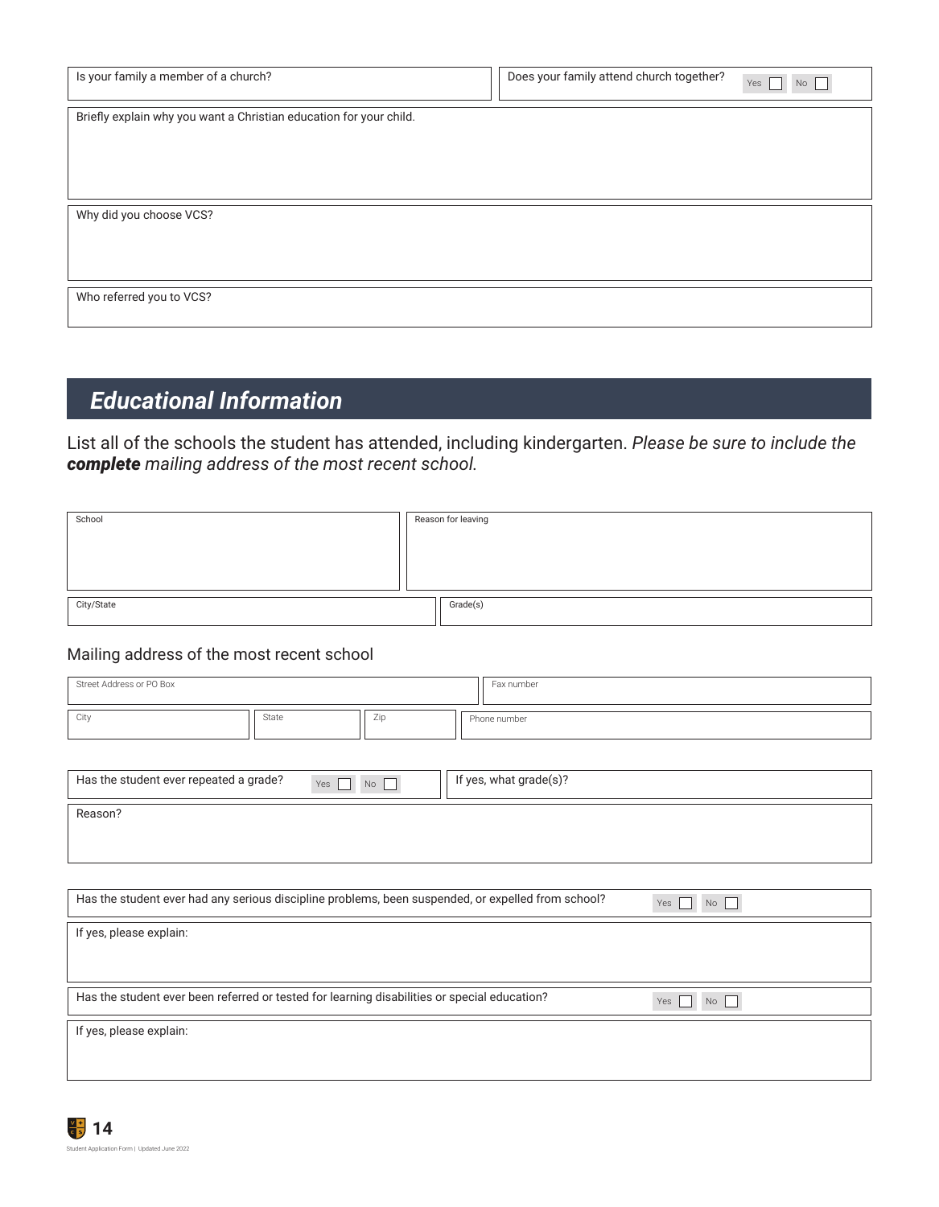| Is your family a member of a church? | Does your family attend church together? Yes ☐ No ☐ |
|---|---|

| Briefly explain why you want a Christian education for your child. |
|---|
| |

| Why did you choose VCS? |
|---|
| |

| Who referred you to VCS? |
|---|
| |

## *Educational Information*

List all of the schools the student has attended, including kindergarten. *Please be sure to include the **complete** mailing address of the most recent school.*

| School | Reason for leaving |
|---|---|
| | |

| City/State | Grade(s) |
|---|---|
| | |

### Mailing address of the most recent school

| Street Address or PO Box | | | Fax number |
|---|---|---|---|
| City | State | Zip | Phone number |

| Has the student ever repeated a grade? Yes ☐ No ☐ | If yes, what grade(s)? |
|---|---|

| Reason? |
|---|
| |

| Has the student ever had any serious discipline problems, been suspended, or expelled from school? Yes ☐ No ☐ |
|---|
| If yes, please explain: |

| Has the student ever been referred or tested for learning disabilities or special education? Yes ☐ No ☐ |
|---|
| If yes, please explain: |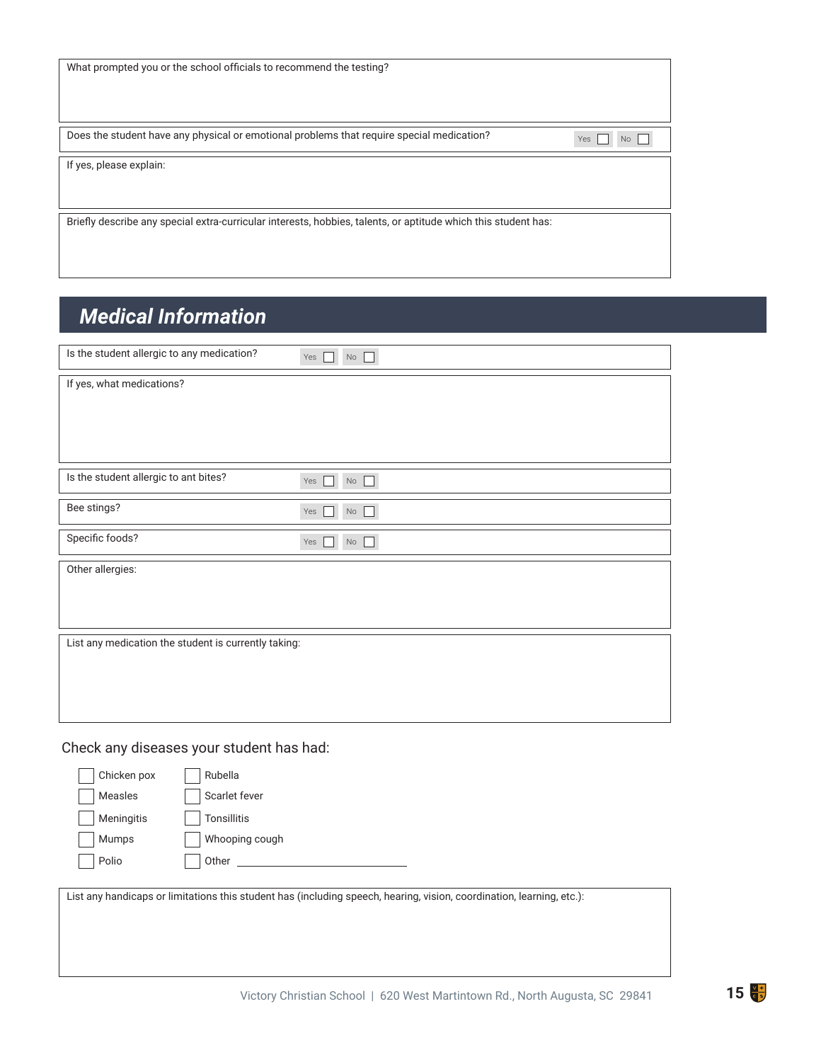What prompted you or the school officials to recommend the testing?

Does the student have any physical or emotional problems that require special medication? Yes ☐ No ☐

If yes, please explain:

Briefly describe any special extra-curricular interests, hobbies, talents, or aptitude which this student has:

## *Medical Information*

Is the student allergic to any medication? Yes ☐ No ☐

If yes, what medications?

Is the student allergic to ant bites? Yes ☐ No ☐

Bee stings? Yes ☐ No ☐

Specific foods? Yes ☐ No ☐

Other allergies:

List any medication the student is currently taking:

Check any diseases your student has had:

- ☐ Chicken pox
- ☐ Measles
- ☐ Meningitis
- ☐ Mumps
- ☐ Polio
- ☐ Rubella
- ☐ Scarlet fever
- ☐ Tonsillitis
- ☐ Whooping cough
- ☐ Other ____________________

List any handicaps or limitations this student has (including speech, hearing, vision, coordination, learning, etc.):

Victory Christian School | 620 West Martintown Rd., North Augusta, SC 29841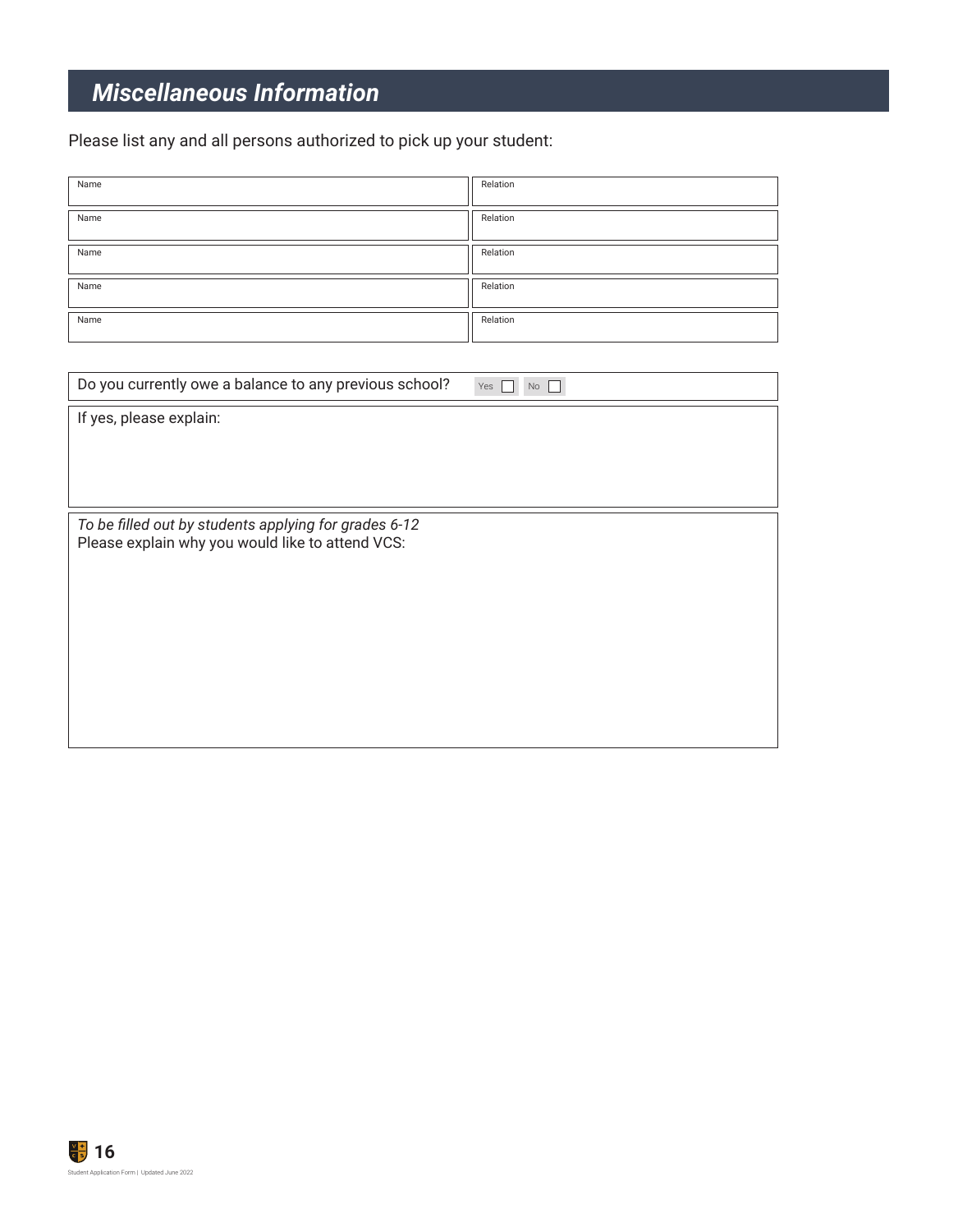## *Miscellaneous Information*

Please list any and all persons authorized to pick up your student:

| Name | Relation |
|---|---|
| | |
| | |
| | |
| | |
| | |

Do you currently owe a balance to any previous school? Yes ☐ No ☐

If yes, please explain:

*To be filled out by students applying for grades 6-12*
Please explain why you would like to attend VCS: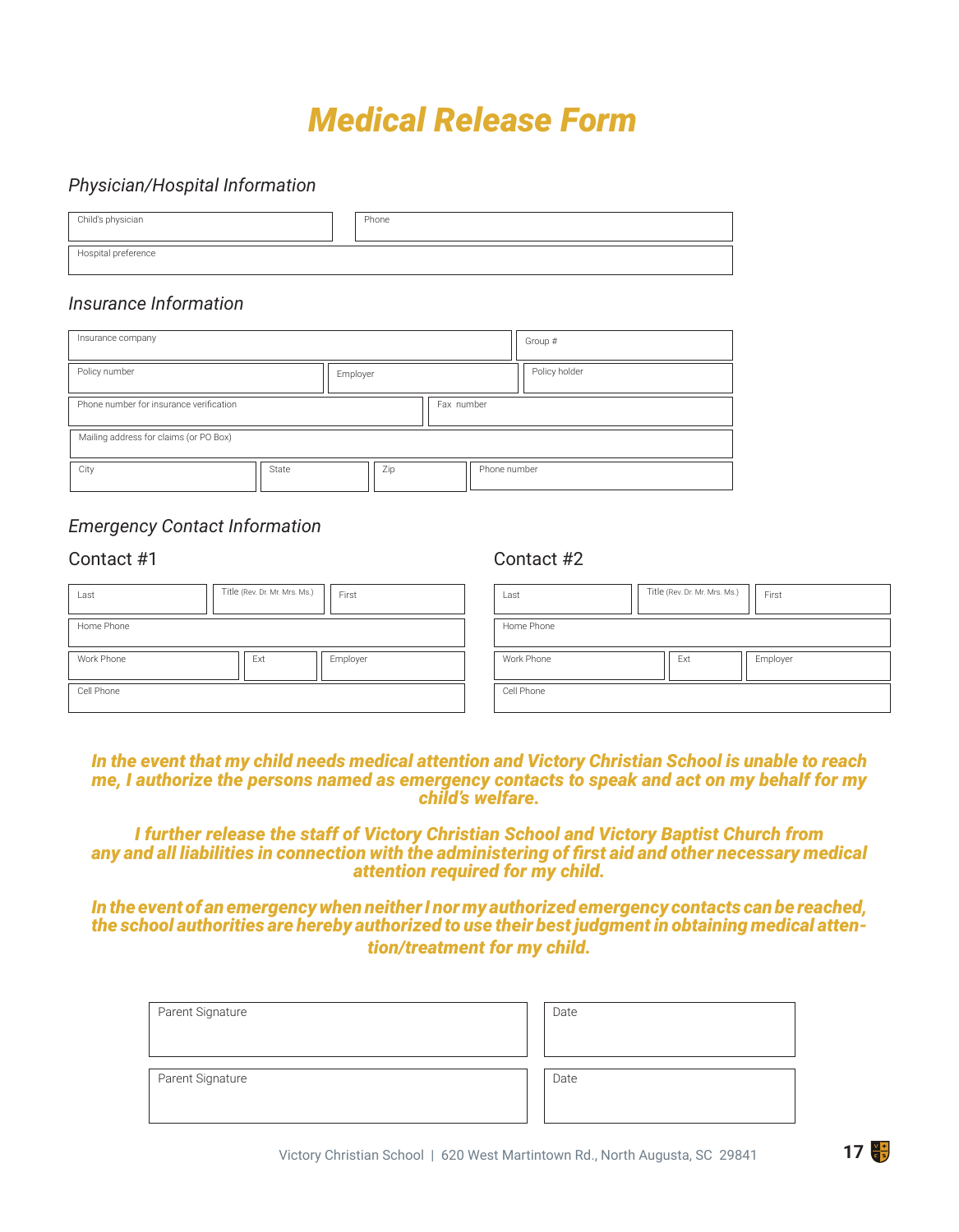# Medical Release Form

## Physician/Hospital Information

| Child's physician | Phone |
|---|---|
| Hospital preference | |

## Insurance Information

| Insurance company | | Group # |
|---|---|---|
| Policy number | Employer | Policy holder |
| Phone number for insurance verification | Fax number | |
| Mailing address for claims (or PO Box) | | |

| City | State | Zip | Phone number |
|---|---|---|---|

## Emergency Contact Information

### Contact #1

| Last | Title (Rev. Dr. Mr. Mrs. Ms.) | First |
|---|---|---|
| Home Phone | | |
| Work Phone | Ext | Employer |
| Cell Phone | | |

### Contact #2

| Last | Title (Rev. Dr. Mr. Mrs. Ms.) | First |
|---|---|---|
| Home Phone | | |
| Work Phone | Ext | Employer |
| Cell Phone | | |

***In the event that my child needs medical attention and Victory Christian School is unable to reach me, I authorize the persons named as emergency contacts to speak and act on my behalf for my child's welfare.***

***I further release the staff of Victory Christian School and Victory Baptist Church from any and all liabilities in connection with the administering of first aid and other necessary medical attention required for my child.***

***In the event of an emergency when neither I nor my authorized emergency contacts can be reached, the school authorities are hereby authorized to use their best judgment in obtaining medical attention/treatment for my child.***

| Parent Signature | Date |
|---|---|
| Parent Signature | Date |

Victory Christian School | 620 West Martintown Rd., North Augusta, SC 29841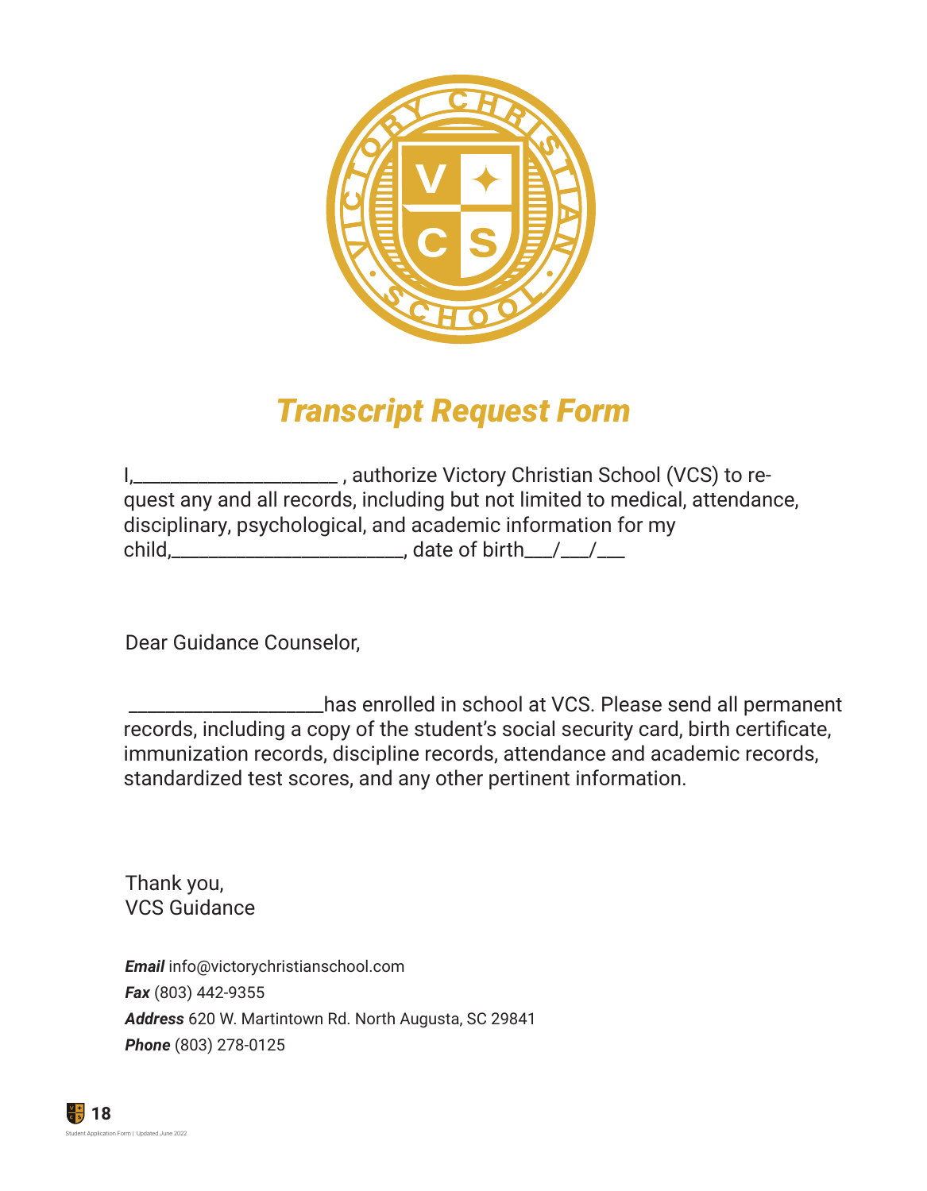# *Transcript Request Form*

I,____________________ , authorize Victory Christian School (VCS) to request any and all records, including but not limited to medical, attendance, disciplinary, psychological, and academic information for my child,______________________, date of birth___/___/___

Dear Guidance Counselor,

___________________has enrolled in school at VCS. Please send all permanent records, including a copy of the student's social security card, birth certificate, immunization records, discipline records, attendance and academic records, standardized test scores, and any other pertinent information.

Thank you,
VCS Guidance

***Email*** info@victorychristianschool.com
***Fax*** (803) 442-9355
***Address*** 620 W. Martintown Rd. North Augusta, SC 29841
***Phone*** (803) 278-0125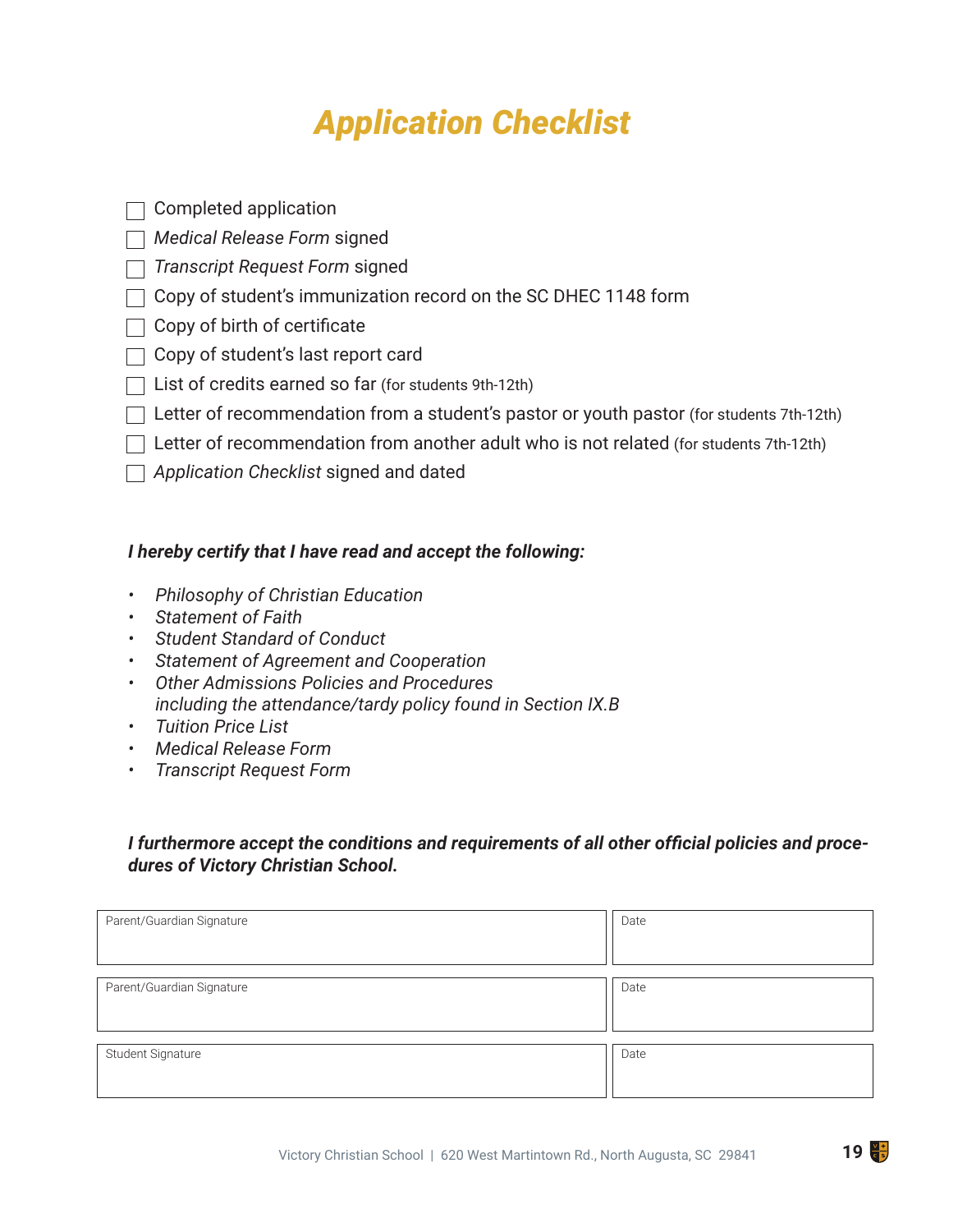# *Application Checklist*

- [ ] Completed application
- [ ] *Medical Release Form* signed
- [ ] *Transcript Request Form* signed
- [ ] Copy of student's immunization record on the SC DHEC 1148 form
- [ ] Copy of birth of certificate
- [ ] Copy of student's last report card
- [ ] List of credits earned so far (for students 9th-12th)
- [ ] Letter of recommendation from a student's pastor or youth pastor (for students 7th-12th)
- [ ] Letter of recommendation from another adult who is not related (for students 7th-12th)
- [ ] *Application Checklist* signed and dated

***I hereby certify that I have read and accept the following:***

- *Philosophy of Christian Education*
- *Statement of Faith*
- *Student Standard of Conduct*
- *Statement of Agreement and Cooperation*
- *Other Admissions Policies and Procedures including the attendance/tardy policy found in Section IX.B*
- *Tuition Price List*
- *Medical Release Form*
- *Transcript Request Form*

***I furthermore accept the conditions and requirements of all other official policies and procedures of Victory Christian School.***

| | |
|---|---|
| Parent/Guardian Signature | Date |
| Parent/Guardian Signature | Date |
| Student Signature | Date |

Victory Christian School | 620 West Martintown Rd., North Augusta, SC 29841